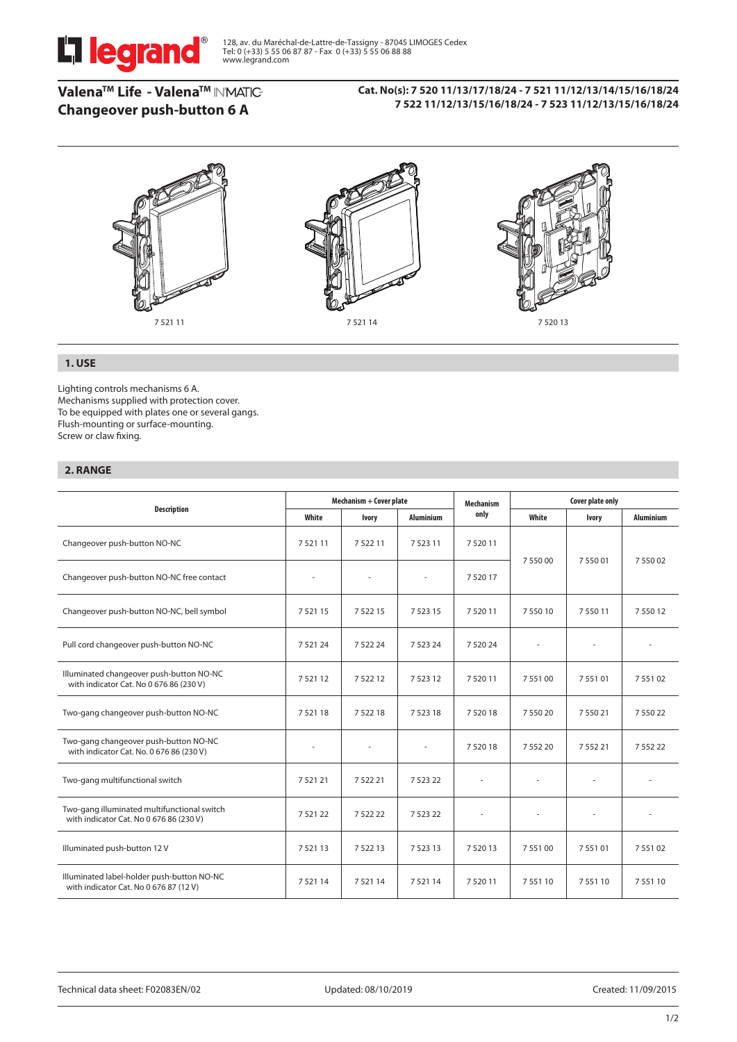legrand®

128, av. du Maréchal-de-Lattre-de-Tassigny - 87045 LIMOGES Cedex
Tel: 0 (+33) 5 55 06 87 87 - Fax 0 (+33) 5 55 06 88 88
www.legrand.com

# Valena™ Life - Valena™ INMATIC
# Changeover push-button 6 A

**Cat. No(s): 7 520 11/13/17/18/24 - 7 521 11/12/13/14/15/16/18/24**
**7 522 11/12/13/15/16/18/24 - 7 523 11/12/13/15/16/18/24**

7 521 11 7 521 14 7 520 13

## 1. USE

Lighting controls mechanisms 6 A.
Mechanisms supplied with protection cover.
To be equipped with plates one or several gangs.
Flush-mounting or surface-mounting.
Screw or claw fixing.

## 2. RANGE

| Description | Mechanism + Cover plate | | | Mechanism only | Cover plate only | | |
|---|---|---|---|---|---|---|---|
| | White | Ivory | Aluminium | | White | Ivory | Aluminium |
| Changeover push-button NO-NC | 7 521 11 | 7 522 11 | 7 523 11 | 7 520 11 | 7 550 00 | 7 550 01 | 7 550 02 |
| Changeover push-button NO-NC free contact | - | - | - | 7 520 17 | 7 550 00 | 7 550 01 | 7 550 02 |
| Changeover push-button NO-NC, bell symbol | 7 521 15 | 7 522 15 | 7 523 15 | 7 520 11 | 7 550 10 | 7 550 11 | 7 550 12 |
| Pull cord changeover push-button NO-NC | 7 521 24 | 7 522 24 | 7 523 24 | 7 520 24 | - | - | - |
| Illuminated changeover push-button NO-NC with indicator Cat. No 0 676 86 (230 V) | 7 521 12 | 7 522 12 | 7 523 12 | 7 520 11 | 7 551 00 | 7 551 01 | 7 551 02 |
| Two-gang changeover push-button NO-NC | 7 521 18 | 7 522 18 | 7 523 18 | 7 520 18 | 7 550 20 | 7 550 21 | 7 550 22 |
| Two-gang changeover push-button NO-NC with indicator Cat. No. 0 676 86 (230 V) | - | - | - | 7 520 18 | 7 552 20 | 7 552 21 | 7 552 22 |
| Two-gang multifunctional switch | 7 521 21 | 7 522 21 | 7 523 22 | - | - | - | - |
| Two-gang illuminated multifunctional switch with indicator Cat. No 0 676 86 (230 V) | 7 521 22 | 7 522 22 | 7 523 22 | - | - | - | - |
| Illuminated push-button 12 V | 7 521 13 | 7 522 13 | 7 523 13 | 7 520 13 | 7 551 00 | 7 551 01 | 7 551 02 |
| Illuminated label-holder push-button NO-NC with indicator Cat. No 0 676 87 (12 V) | 7 521 14 | 7 521 14 | 7 521 14 | 7 520 11 | 7 551 10 | 7 551 10 | 7 551 10 |

Technical data sheet: F02083EN/02 Updated: 08/10/2019 Created: 11/09/2015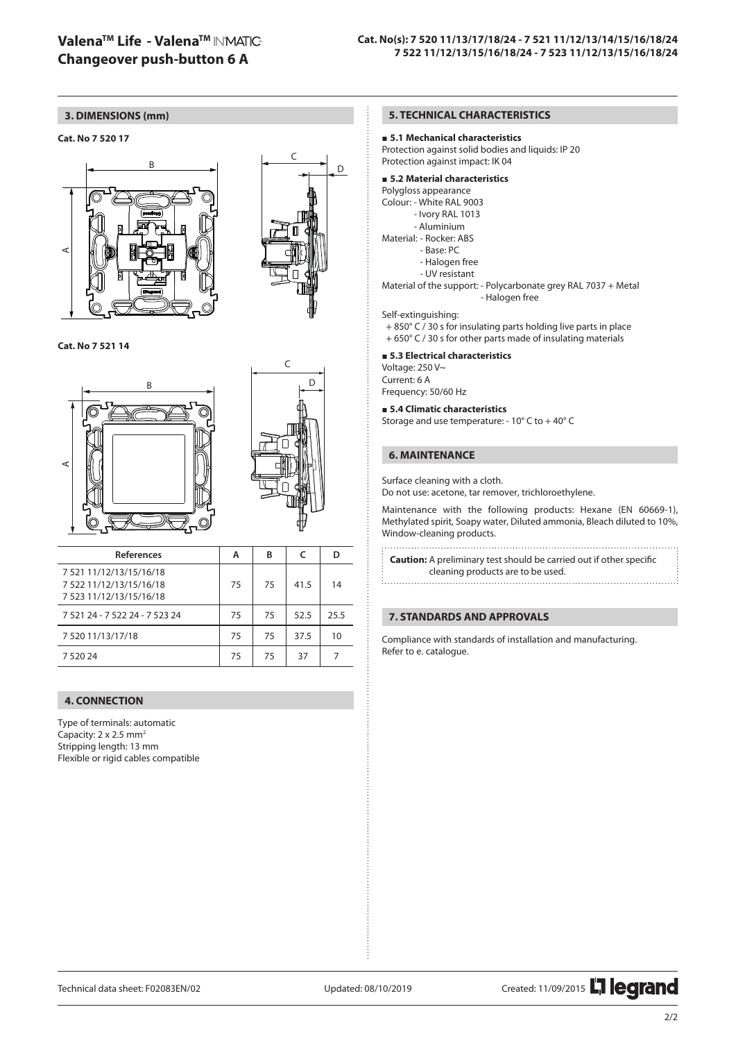## 3. DIMENSIONS (mm)

**Cat. No 7 520 17**

B
C
D
A

**Cat. No 7 521 14**

B
C
D
A

| References | A | B | C | D |
|---|---|---|---|---|
| 7 521 11/12/13/15/16/18<br>7 522 11/12/13/15/16/18<br>7 523 11/12/13/15/16/18 | 75 | 75 | 41.5 | 14 |
| 7 521 24 - 7 522 24 - 7 523 24 | 75 | 75 | 52.5 | 25.5 |
| 7 520 11/13/17/18 | 75 | 75 | 37.5 | 10 |
| 7 520 24 | 75 | 75 | 37 | 7 |

## 4. CONNECTION

Type of terminals: automatic
Capacity: 2 x 2.5 mm$^2$
Stripping length: 13 mm
Flexible or rigid cables compatible

## 5. TECHNICAL CHARACTERISTICS

### ■ 5.1 Mechanical characteristics

Protection against solid bodies and liquids: IP 20
Protection against impact: IK 04

### ■ 5.2 Material characteristics

Polygloss appearance
Colour: - White RAL 9003
- Ivory RAL 1013
- Aluminium
Material: - Rocker: ABS
- Base: PC
- Halogen free
- UV resistant
Material of the support: - Polycarbonate grey RAL 7037 + Metal
- Halogen free

Self-extinguishing:
+ 850° C / 30 s for insulating parts holding live parts in place
+ 650° C / 30 s for other parts made of insulating materials

### ■ 5.3 Electrical characteristics

Voltage: 250 V~
Current: 6 A
Frequency: 50/60 Hz

### ■ 5.4 Climatic characteristics

Storage and use temperature: - 10° C to + 40° C

## 6. MAINTENANCE

Surface cleaning with a cloth.
Do not use: acetone, tar remover, trichloroethylene.

Maintenance with the following products: Hexane (EN 60669-1), Methylated spirit, Soapy water, Diluted ammonia, Bleach diluted to 10%, Window-cleaning products.

**Caution:** A preliminary test should be carried out if other specific cleaning products are to be used.

## 7. STANDARDS AND APPROVALS

Compliance with standards of installation and manufacturing.
Refer to e. catalogue.

Technical data sheet: F02083EN/02 Updated: 08/10/2019 Created: 11/09/2015